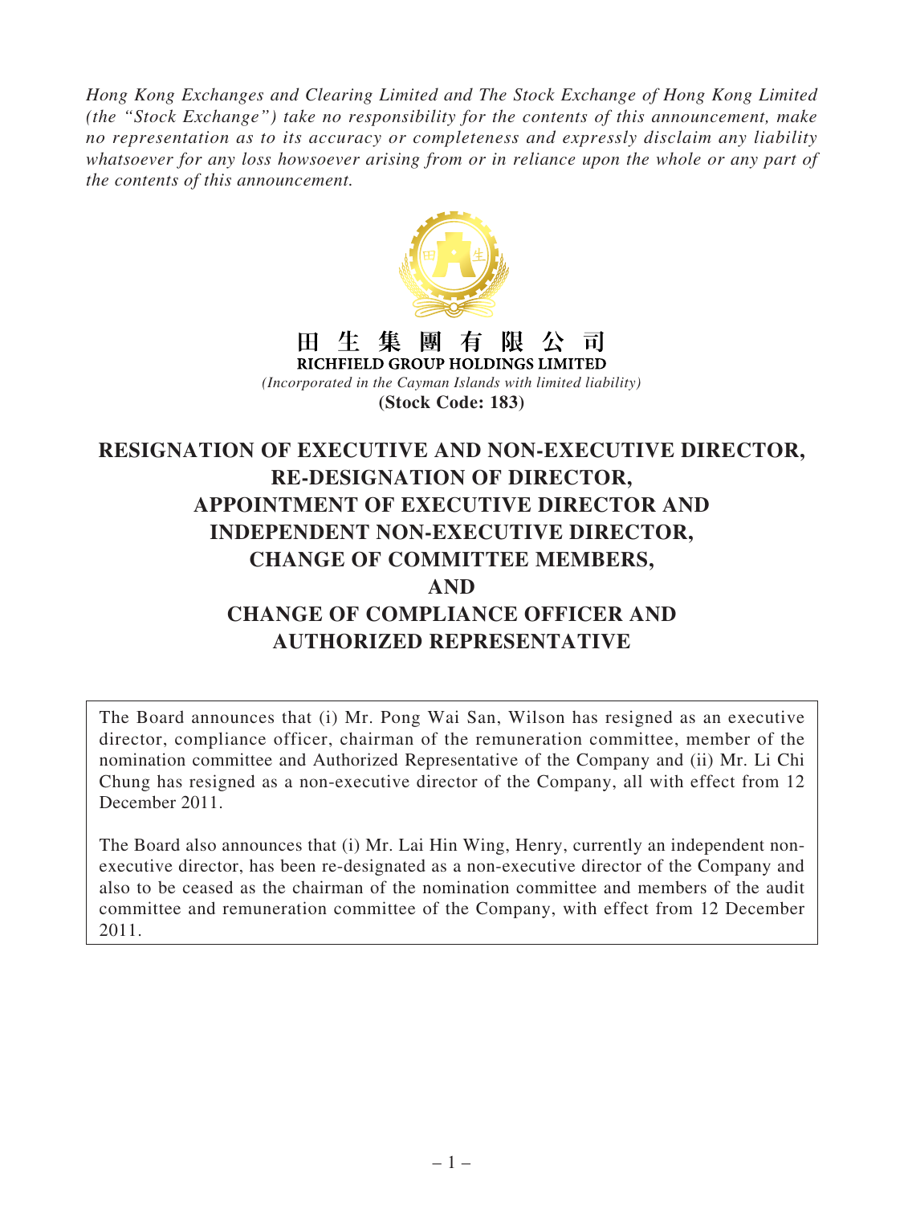*Hong Kong Exchanges and Clearing Limited and The Stock Exchange of Hong Kong Limited (the "Stock Exchange") take no responsibility for the contents of this announcement, make no representation as to its accuracy or completeness and expressly disclaim any liability whatsoever for any loss howsoever arising from or in reliance upon the whole or any part of the contents of this announcement.*

**田 生 集 團 有 限 公 司**

**RICHFIELD GROUP HOLDINGS LIMITED**

*(Incorporated in the Cayman Islands with limited liability)*

**(Stock Code: 183)**

# RESIGNATION OF EXECUTIVE AND NON-EXECUTIVE DIRECTOR, RE-DESIGNATION OF DIRECTOR, APPOINTMENT OF EXECUTIVE DIRECTOR AND INDEPENDENT NON-EXECUTIVE DIRECTOR, CHANGE OF COMMITTEE MEMBERS, AND CHANGE OF COMPLIANCE OFFICER AND AUTHORIZED REPRESENTATIVE

The Board announces that (i) Mr. Pong Wai San, Wilson has resigned as an executive director, compliance officer, chairman of the remuneration committee, member of the nomination committee and Authorized Representative of the Company and (ii) Mr. Li Chi Chung has resigned as a non-executive director of the Company, all with effect from 12 December 2011.

The Board also announces that (i) Mr. Lai Hin Wing, Henry, currently an independent non-executive director, has been re-designated as a non-executive director of the Company and also to be ceased as the chairman of the nomination committee and members of the audit committee and remuneration committee of the Company, with effect from 12 December 2011.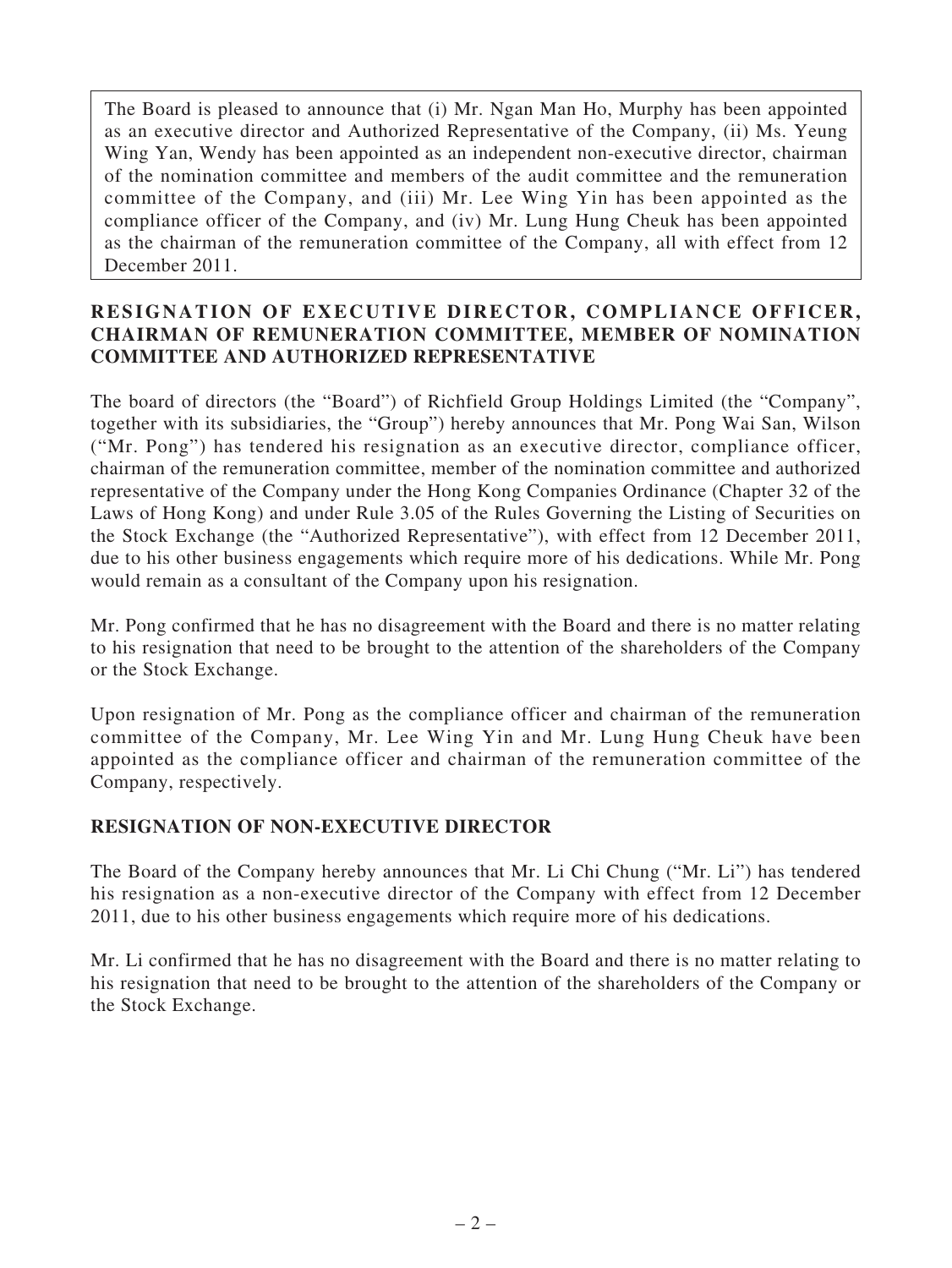The Board is pleased to announce that (i) Mr. Ngan Man Ho, Murphy has been appointed as an executive director and Authorized Representative of the Company, (ii) Ms. Yeung Wing Yan, Wendy has been appointed as an independent non-executive director, chairman of the nomination committee and members of the audit committee and the remuneration committee of the Company, and (iii) Mr. Lee Wing Yin has been appointed as the compliance officer of the Company, and (iv) Mr. Lung Hung Cheuk has been appointed as the chairman of the remuneration committee of the Company, all with effect from 12 December 2011.

## RESIGNATION OF EXECUTIVE DIRECTOR, COMPLIANCE OFFICER, CHAIRMAN OF REMUNERATION COMMITTEE, MEMBER OF NOMINATION COMMITTEE AND AUTHORIZED REPRESENTATIVE

The board of directors (the "Board") of Richfield Group Holdings Limited (the "Company", together with its subsidiaries, the "Group") hereby announces that Mr. Pong Wai San, Wilson ("Mr. Pong") has tendered his resignation as an executive director, compliance officer, chairman of the remuneration committee, member of the nomination committee and authorized representative of the Company under the Hong Kong Companies Ordinance (Chapter 32 of the Laws of Hong Kong) and under Rule 3.05 of the Rules Governing the Listing of Securities on the Stock Exchange (the "Authorized Representative"), with effect from 12 December 2011, due to his other business engagements which require more of his dedications. While Mr. Pong would remain as a consultant of the Company upon his resignation.

Mr. Pong confirmed that he has no disagreement with the Board and there is no matter relating to his resignation that need to be brought to the attention of the shareholders of the Company or the Stock Exchange.

Upon resignation of Mr. Pong as the compliance officer and chairman of the remuneration committee of the Company, Mr. Lee Wing Yin and Mr. Lung Hung Cheuk have been appointed as the compliance officer and chairman of the remuneration committee of the Company, respectively.

## RESIGNATION OF NON-EXECUTIVE DIRECTOR

The Board of the Company hereby announces that Mr. Li Chi Chung ("Mr. Li") has tendered his resignation as a non-executive director of the Company with effect from 12 December 2011, due to his other business engagements which require more of his dedications.

Mr. Li confirmed that he has no disagreement with the Board and there is no matter relating to his resignation that need to be brought to the attention of the shareholders of the Company or the Stock Exchange.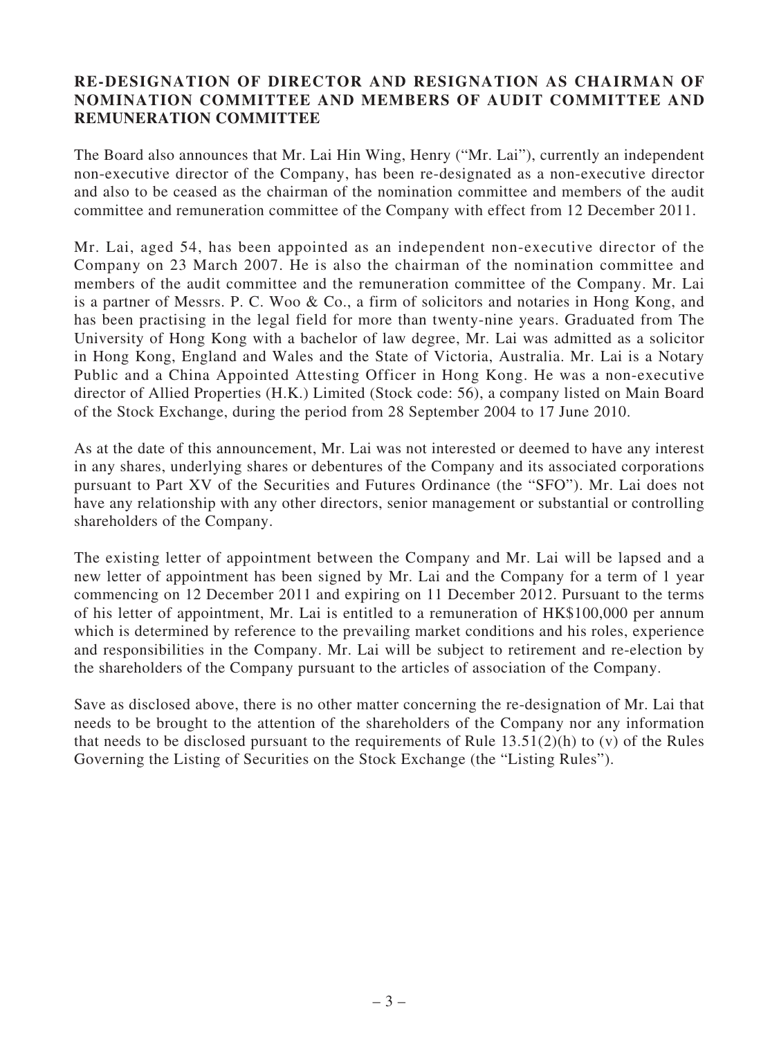## RE-DESIGNATION OF DIRECTOR AND RESIGNATION AS CHAIRMAN OF NOMINATION COMMITTEE AND MEMBERS OF AUDIT COMMITTEE AND REMUNERATION COMMITTEE

The Board also announces that Mr. Lai Hin Wing, Henry ("Mr. Lai"), currently an independent non-executive director of the Company, has been re-designated as a non-executive director and also to be ceased as the chairman of the nomination committee and members of the audit committee and remuneration committee of the Company with effect from 12 December 2011.

Mr. Lai, aged 54, has been appointed as an independent non-executive director of the Company on 23 March 2007. He is also the chairman of the nomination committee and members of the audit committee and the remuneration committee of the Company. Mr. Lai is a partner of Messrs. P. C. Woo & Co., a firm of solicitors and notaries in Hong Kong, and has been practising in the legal field for more than twenty-nine years. Graduated from The University of Hong Kong with a bachelor of law degree, Mr. Lai was admitted as a solicitor in Hong Kong, England and Wales and the State of Victoria, Australia. Mr. Lai is a Notary Public and a China Appointed Attesting Officer in Hong Kong. He was a non-executive director of Allied Properties (H.K.) Limited (Stock code: 56), a company listed on Main Board of the Stock Exchange, during the period from 28 September 2004 to 17 June 2010.

As at the date of this announcement, Mr. Lai was not interested or deemed to have any interest in any shares, underlying shares or debentures of the Company and its associated corporations pursuant to Part XV of the Securities and Futures Ordinance (the "SFO"). Mr. Lai does not have any relationship with any other directors, senior management or substantial or controlling shareholders of the Company.

The existing letter of appointment between the Company and Mr. Lai will be lapsed and a new letter of appointment has been signed by Mr. Lai and the Company for a term of 1 year commencing on 12 December 2011 and expiring on 11 December 2012. Pursuant to the terms of his letter of appointment, Mr. Lai is entitled to a remuneration of HK$100,000 per annum which is determined by reference to the prevailing market conditions and his roles, experience and responsibilities in the Company. Mr. Lai will be subject to retirement and re-election by the shareholders of the Company pursuant to the articles of association of the Company.

Save as disclosed above, there is no other matter concerning the re-designation of Mr. Lai that needs to be brought to the attention of the shareholders of the Company nor any information that needs to be disclosed pursuant to the requirements of Rule 13.51(2)(h) to (v) of the Rules Governing the Listing of Securities on the Stock Exchange (the "Listing Rules").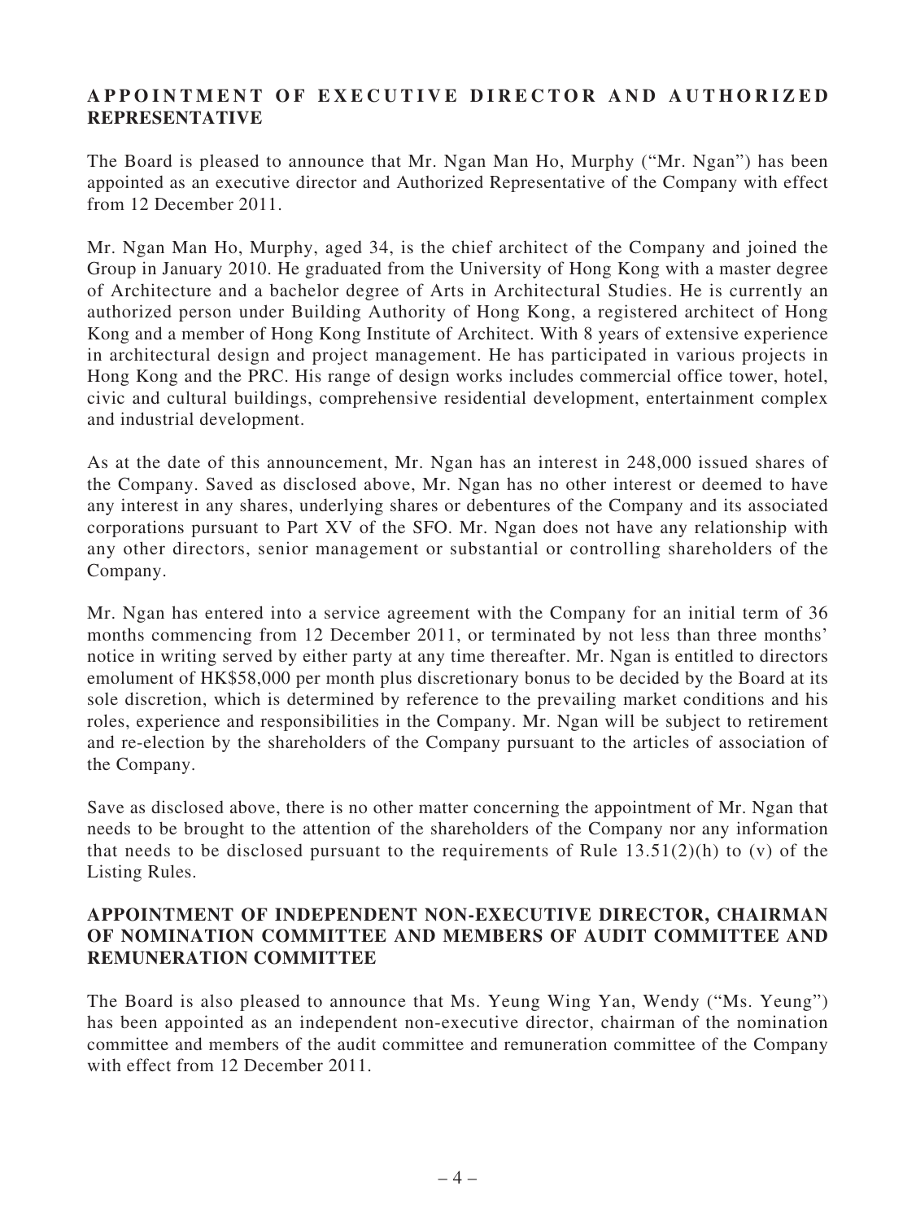## APPOINTMENT OF EXECUTIVE DIRECTOR AND AUTHORIZED REPRESENTATIVE

The Board is pleased to announce that Mr. Ngan Man Ho, Murphy ("Mr. Ngan") has been appointed as an executive director and Authorized Representative of the Company with effect from 12 December 2011.

Mr. Ngan Man Ho, Murphy, aged 34, is the chief architect of the Company and joined the Group in January 2010. He graduated from the University of Hong Kong with a master degree of Architecture and a bachelor degree of Arts in Architectural Studies. He is currently an authorized person under Building Authority of Hong Kong, a registered architect of Hong Kong and a member of Hong Kong Institute of Architect. With 8 years of extensive experience in architectural design and project management. He has participated in various projects in Hong Kong and the PRC. His range of design works includes commercial office tower, hotel, civic and cultural buildings, comprehensive residential development, entertainment complex and industrial development.

As at the date of this announcement, Mr. Ngan has an interest in 248,000 issued shares of the Company. Saved as disclosed above, Mr. Ngan has no other interest or deemed to have any interest in any shares, underlying shares or debentures of the Company and its associated corporations pursuant to Part XV of the SFO. Mr. Ngan does not have any relationship with any other directors, senior management or substantial or controlling shareholders of the Company.

Mr. Ngan has entered into a service agreement with the Company for an initial term of 36 months commencing from 12 December 2011, or terminated by not less than three months' notice in writing served by either party at any time thereafter. Mr. Ngan is entitled to directors emolument of HK$58,000 per month plus discretionary bonus to be decided by the Board at its sole discretion, which is determined by reference to the prevailing market conditions and his roles, experience and responsibilities in the Company. Mr. Ngan will be subject to retirement and re-election by the shareholders of the Company pursuant to the articles of association of the Company.

Save as disclosed above, there is no other matter concerning the appointment of Mr. Ngan that needs to be brought to the attention of the shareholders of the Company nor any information that needs to be disclosed pursuant to the requirements of Rule 13.51(2)(h) to (v) of the Listing Rules.

## APPOINTMENT OF INDEPENDENT NON-EXECUTIVE DIRECTOR, CHAIRMAN OF NOMINATION COMMITTEE AND MEMBERS OF AUDIT COMMITTEE AND REMUNERATION COMMITTEE

The Board is also pleased to announce that Ms. Yeung Wing Yan, Wendy ("Ms. Yeung") has been appointed as an independent non-executive director, chairman of the nomination committee and members of the audit committee and remuneration committee of the Company with effect from 12 December 2011.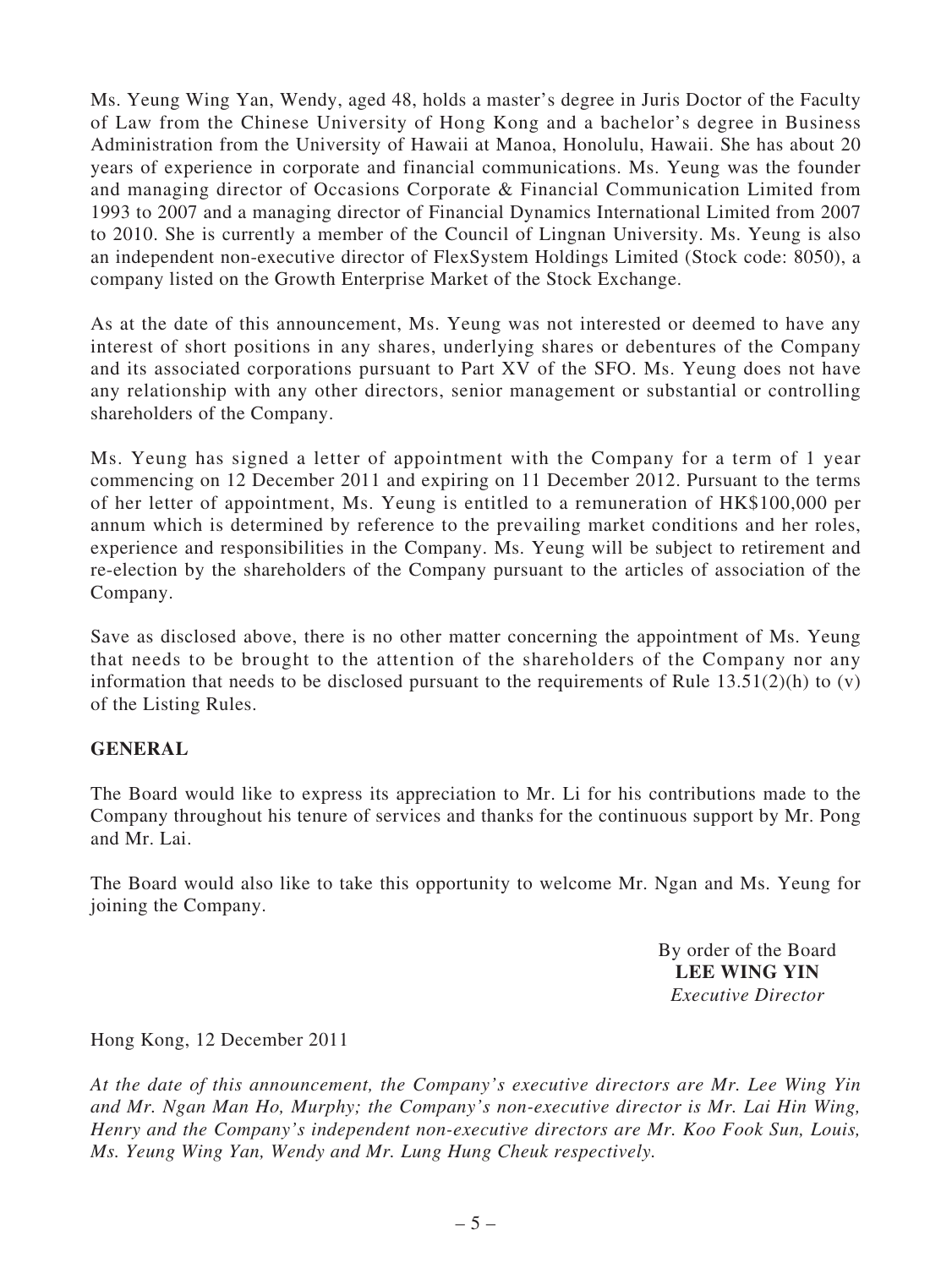Ms. Yeung Wing Yan, Wendy, aged 48, holds a master's degree in Juris Doctor of the Faculty of Law from the Chinese University of Hong Kong and a bachelor's degree in Business Administration from the University of Hawaii at Manoa, Honolulu, Hawaii. She has about 20 years of experience in corporate and financial communications. Ms. Yeung was the founder and managing director of Occasions Corporate & Financial Communication Limited from 1993 to 2007 and a managing director of Financial Dynamics International Limited from 2007 to 2010. She is currently a member of the Council of Lingnan University. Ms. Yeung is also an independent non-executive director of FlexSystem Holdings Limited (Stock code: 8050), a company listed on the Growth Enterprise Market of the Stock Exchange.

As at the date of this announcement, Ms. Yeung was not interested or deemed to have any interest of short positions in any shares, underlying shares or debentures of the Company and its associated corporations pursuant to Part XV of the SFO. Ms. Yeung does not have any relationship with any other directors, senior management or substantial or controlling shareholders of the Company.

Ms. Yeung has signed a letter of appointment with the Company for a term of 1 year commencing on 12 December 2011 and expiring on 11 December 2012. Pursuant to the terms of her letter of appointment, Ms. Yeung is entitled to a remuneration of HK$100,000 per annum which is determined by reference to the prevailing market conditions and her roles, experience and responsibilities in the Company. Ms. Yeung will be subject to retirement and re-election by the shareholders of the Company pursuant to the articles of association of the Company.

Save as disclosed above, there is no other matter concerning the appointment of Ms. Yeung that needs to be brought to the attention of the shareholders of the Company nor any information that needs to be disclosed pursuant to the requirements of Rule 13.51(2)(h) to (v) of the Listing Rules.

## GENERAL

The Board would like to express its appreciation to Mr. Li for his contributions made to the Company throughout his tenure of services and thanks for the continuous support by Mr. Pong and Mr. Lai.

The Board would also like to take this opportunity to welcome Mr. Ngan and Ms. Yeung for joining the Company.

By order of the Board
**LEE WING YIN**
*Executive Director*

Hong Kong, 12 December 2011

*At the date of this announcement, the Company's executive directors are Mr. Lee Wing Yin and Mr. Ngan Man Ho, Murphy; the Company's non-executive director is Mr. Lai Hin Wing, Henry and the Company's independent non-executive directors are Mr. Koo Fook Sun, Louis, Ms. Yeung Wing Yan, Wendy and Mr. Lung Hung Cheuk respectively.*